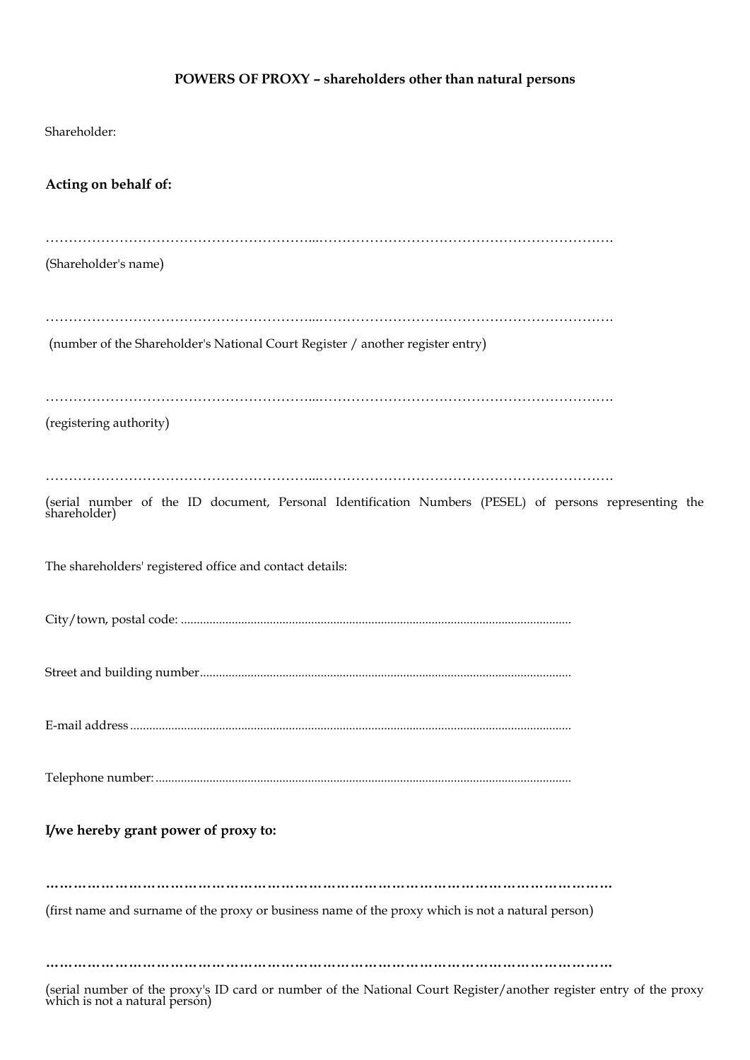**POWERS OF PROXY – shareholders other than natural persons**

Shareholder:

**Acting on behalf of:**

………………………………………………...……………………………………………………….

(Shareholder's name)

………………………………………………...……………………………………………………….

(number of the Shareholder's National Court Register / another register entry)

………………………………………………...……………………………………………………….

(registering authority)

………………………………………………...……………………………………………………….

(serial number of the ID document, Personal Identification Numbers (PESEL) of persons representing the shareholder)

The shareholders' registered office and contact details:

City/town, postal code: ..........................................................................................................................

Street and building number....................................................................................................................

E-mail address ..........................................................................................................................................

Telephone number: ..................................................................................................................................

**I/we hereby grant power of proxy to:**

**………………………………………………………………………………………………………**

(first name and surname of the proxy or business name of the proxy which is not a natural person)

**………………………………………………………………………………………………………**

(serial number of the proxy's ID card or number of the National Court Register/another register entry of the proxy which is not a natural person)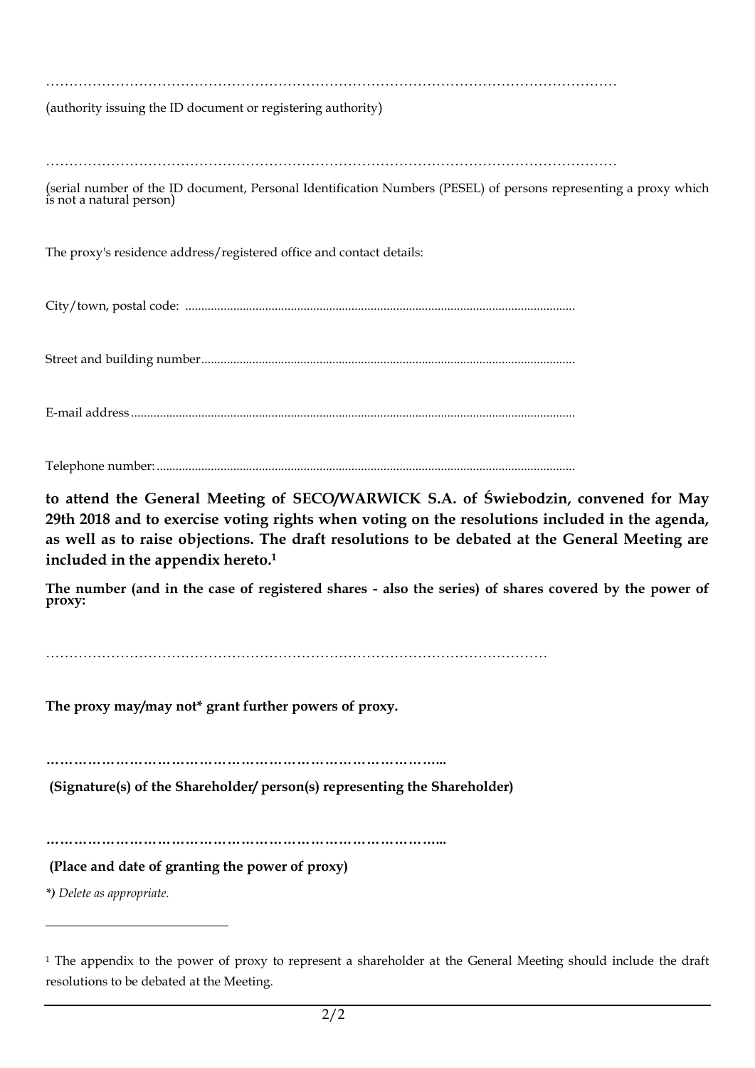…………………………………………………………………………………………………………

(authority issuing the ID document or registering authority)

…………………………………………………………………………………………………………

(serial number of the ID document, Personal Identification Numbers (PESEL) of persons representing a proxy which is not a natural person)

The proxy's residence address/registered office and contact details:

City/town, postal code: ..........................................................................................................................

Street and building number......................................................................................................................

E-mail address............................................................................................................................................

Telephone number: ...................................................................................................................................

**to attend the General Meeting of SECO/WARWICK S.A. of Świebodzin, convened for May 29th 2018 and to exercise voting rights when voting on the resolutions included in the agenda, as well as to raise objections. The draft resolutions to be debated at the General Meeting are included in the appendix hereto.[1]**

**The number (and in the case of registered shares - also the series) of shares covered by the power of proxy:**

…………………………………………………………………………………………………

**The proxy may/may not* grant further powers of proxy.**

**………………………………………………………………………..**

**(Signature(s) of the Shareholder/ person(s) representing the Shareholder)**

**………………………………………………………………………..**

**(Place and date of granting the power of proxy)**

***)** *Delete as appropriate.*

---

[1] The appendix to the power of proxy to represent a shareholder at the General Meeting should include the draft resolutions to be debated at the Meeting.